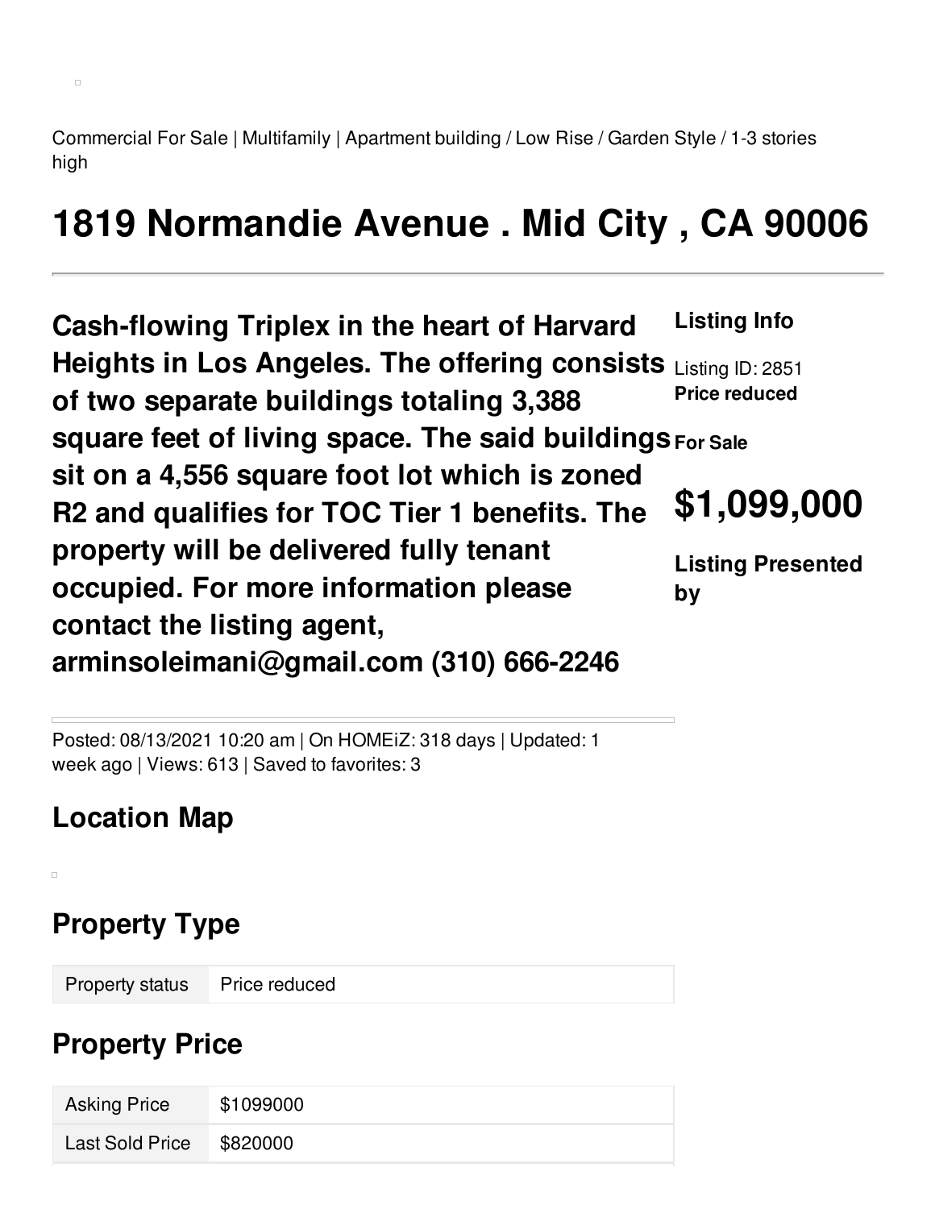Commercial For Sale | Multifamily | Apartment building / Low Rise / Garden Style / 1-3 stories high

# 1819 Normandie Avenue . Mid City , CA 90006

**Cash-flowing Triplex in the heart of Harvard Heights in Los Angeles. The offering consists of two separate buildings totaling 3,388 square feet of living space. The said buildings sit on a 4,556 square foot lot which is zoned R2 and qualifies for TOC Tier 1 benefits. The property will be delivered fully tenant occupied. For more information please contact the listing agent, arminsoleimani@gmail.com (310) 666-2246**

**Listing Info**

Listing ID: 2851

**Price reduced**

**For Sale**

**$1,099,000**

**Listing Presented by**

Posted: 08/13/2021 10:20 am | On HOMEiZ: 318 days | Updated: 1 week ago | Views: 613 | Saved to favorites: 3

## Location Map

## Property Type

| Property status | Price reduced |
|---|---|

## Property Price

| Asking Price | $1099000 |
|---|---|
| Last Sold Price | $820000 |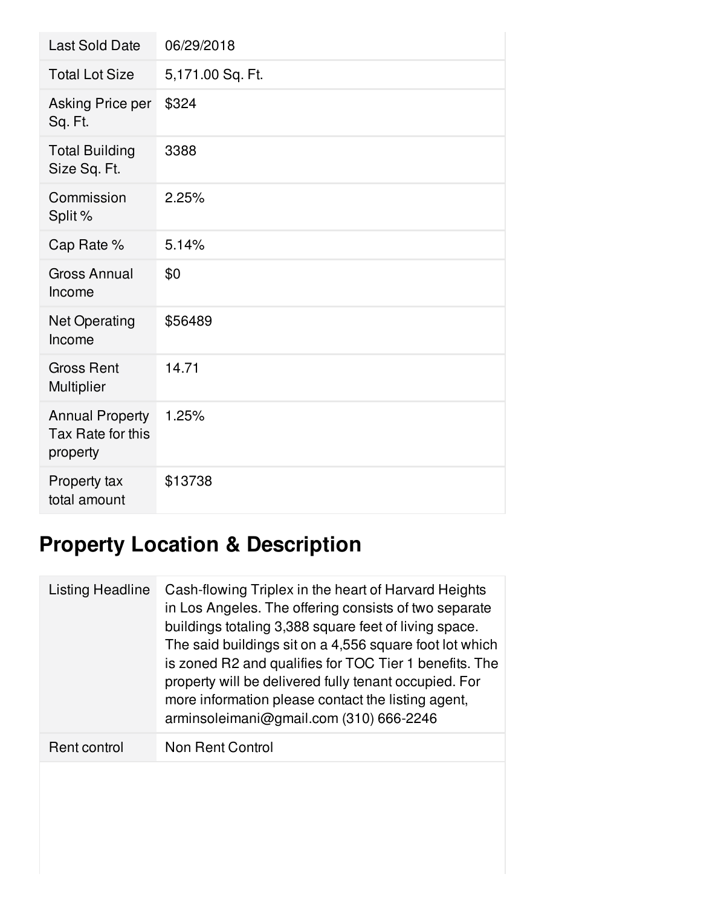| | |
|---|---|
| Last Sold Date | 06/29/2018 |
| Total Lot Size | 5,171.00 Sq. Ft. |
| Asking Price per Sq. Ft. | $324 |
| Total Building Size Sq. Ft. | 3388 |
| Commission Split % | 2.25% |
| Cap Rate % | 5.14% |
| Gross Annual Income | $0 |
| Net Operating Income | $56489 |
| Gross Rent Multiplier | 14.71 |
| Annual Property Tax Rate for this property | 1.25% |
| Property tax total amount | $13738 |

## Property Location & Description

| | |
|---|---|
| Listing Headline | Cash-flowing Triplex in the heart of Harvard Heights in Los Angeles. The offering consists of two separate buildings totaling 3,388 square feet of living space. The said buildings sit on a 4,556 square foot lot which is zoned R2 and qualifies for TOC Tier 1 benefits. The property will be delivered fully tenant occupied. For more information please contact the listing agent, arminsoleimani@gmail.com (310) 666-2246 |
| Rent control | Non Rent Control |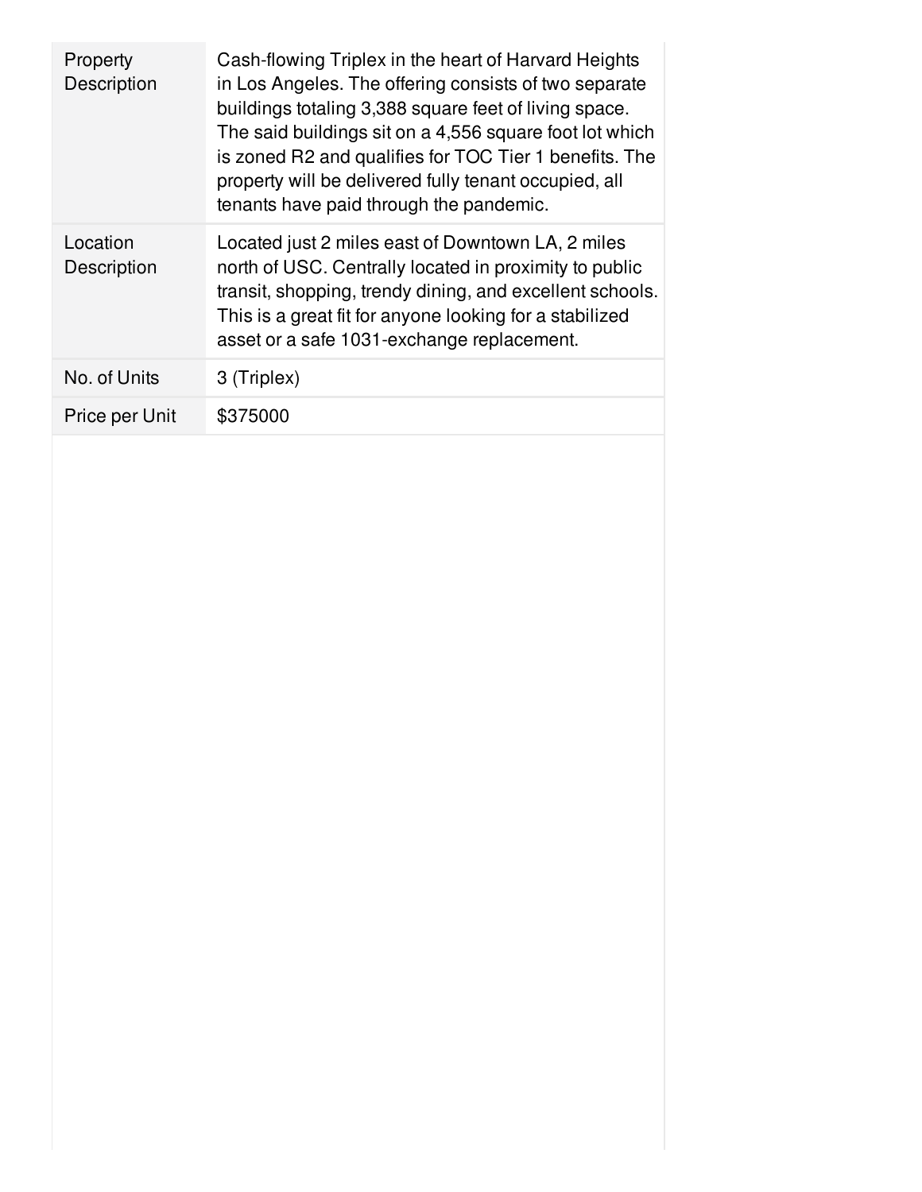| | |
|---|---|
| Property Description | Cash-flowing Triplex in the heart of Harvard Heights in Los Angeles. The offering consists of two separate buildings totaling 3,388 square feet of living space. The said buildings sit on a 4,556 square foot lot which is zoned R2 and qualifies for TOC Tier 1 benefits. The property will be delivered fully tenant occupied, all tenants have paid through the pandemic. |
| Location Description | Located just 2 miles east of Downtown LA, 2 miles north of USC. Centrally located in proximity to public transit, shopping, trendy dining, and excellent schools. This is a great fit for anyone looking for a stabilized asset or a safe 1031-exchange replacement. |
| No. of Units | 3 (Triplex) |
| Price per Unit | $375000 |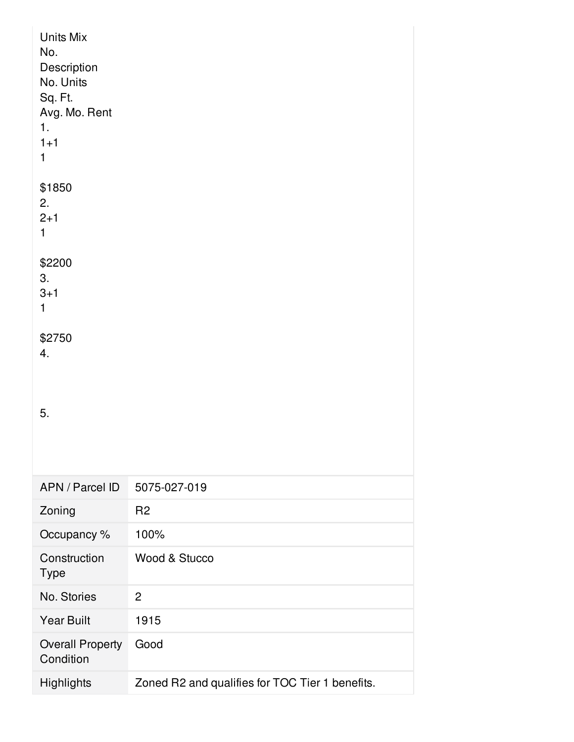## Units Mix

| No. | Description | No. Units | Sq. Ft. | Avg. Mo. Rent |
|---|---|---|---|---|
| 1. | 1+1 | 1 | | $1850 |
| 2. | 2+1 | 1 | | $2200 |
| 3. | 3+1 | 1 | | $2750 |
| 4. | | | | |
| 5. | | | | |

| | |
|---|---|
| APN / Parcel ID | 5075-027-019 |
| Zoning | R2 |
| Occupancy % | 100% |
| Construction Type | Wood & Stucco |
| No. Stories | 2 |
| Year Built | 1915 |
| Overall Property Condition | Good |
| Highlights | Zoned R2 and qualifies for TOC Tier 1 benefits. |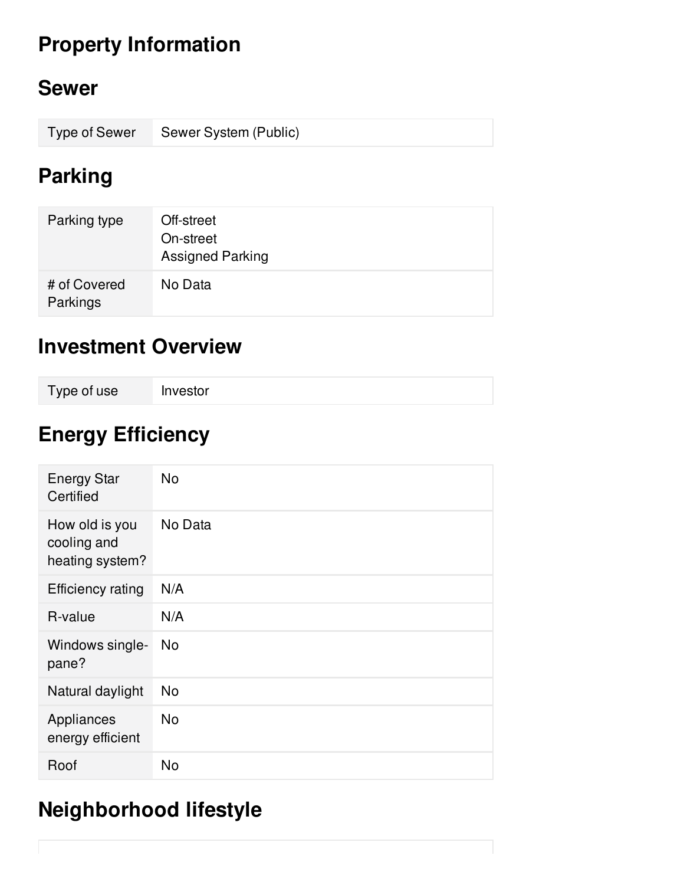# Property Information

## Sewer

| Type of Sewer | Sewer System (Public) |
| --- | --- |

## Parking

| Parking type | Off-street<br>On-street<br>Assigned Parking |
| --- | --- |
| # of Covered Parkings | No Data |

## Investment Overview

| Type of use | Investor |
| --- | --- |

## Energy Efficiency

| Energy Star Certified | No |
| --- | --- |
| How old is you cooling and heating system? | No Data |
| Efficiency rating | N/A |
| R-value | N/A |
| Windows single-pane? | No |
| Natural daylight | No |
| Appliances energy efficient | No |
| Roof | No |

## Neighborhood lifestyle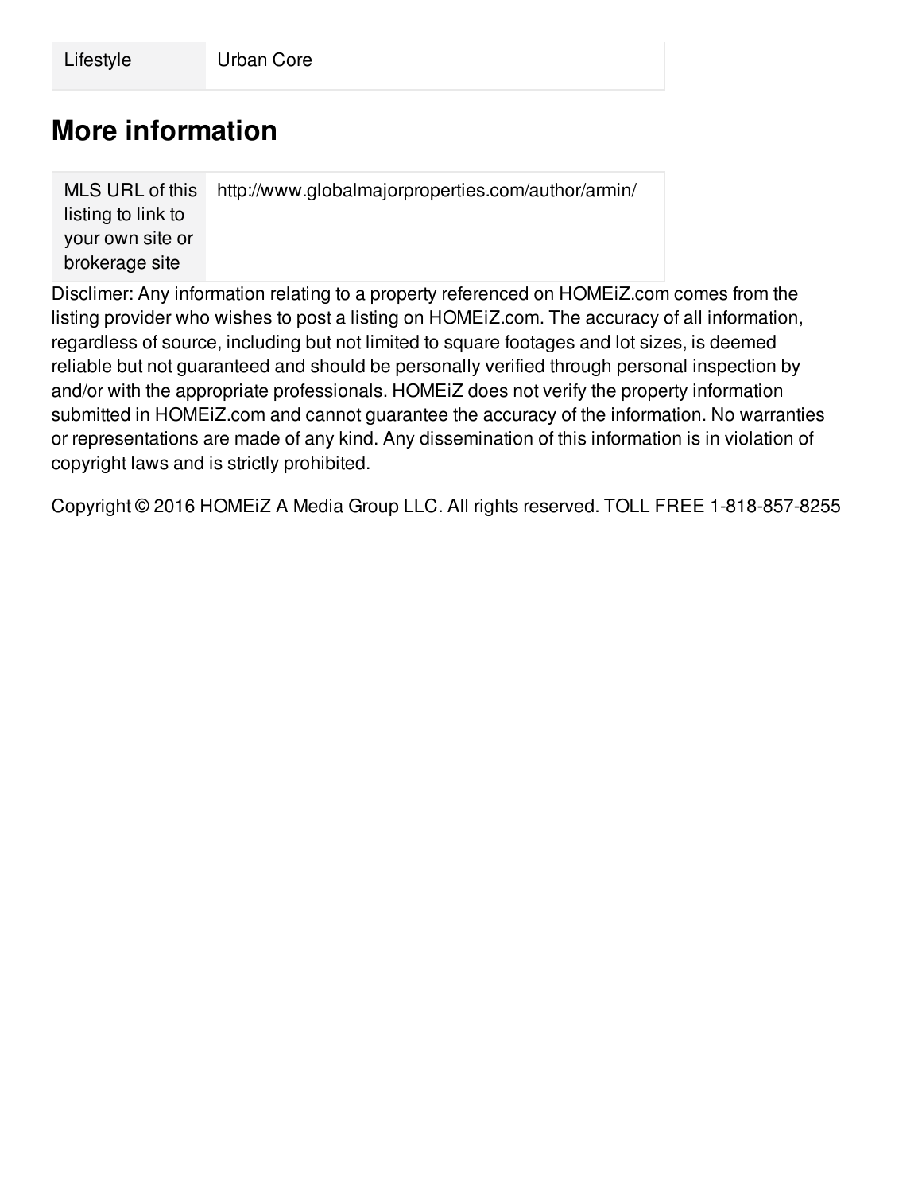| | |
|---|---|
| Lifestyle | Urban Core |

## More information

| | |
|---|---|
| MLS URL of this listing to link to your own site or brokerage site | http://www.globalmajorproperties.com/author/armin/ |

Disclimer: Any information relating to a property referenced on HOMEiZ.com comes from the listing provider who wishes to post a listing on HOMEiZ.com. The accuracy of all information, regardless of source, including but not limited to square footages and lot sizes, is deemed reliable but not guaranteed and should be personally verified through personal inspection by and/or with the appropriate professionals. HOMEiZ does not verify the property information submitted in HOMEiZ.com and cannot guarantee the accuracy of the information. No warranties or representations are made of any kind. Any dissemination of this information is in violation of copyright laws and is strictly prohibited.

Copyright © 2016 HOMEiZ A Media Group LLC. All rights reserved. TOLL FREE 1-818-857-8255